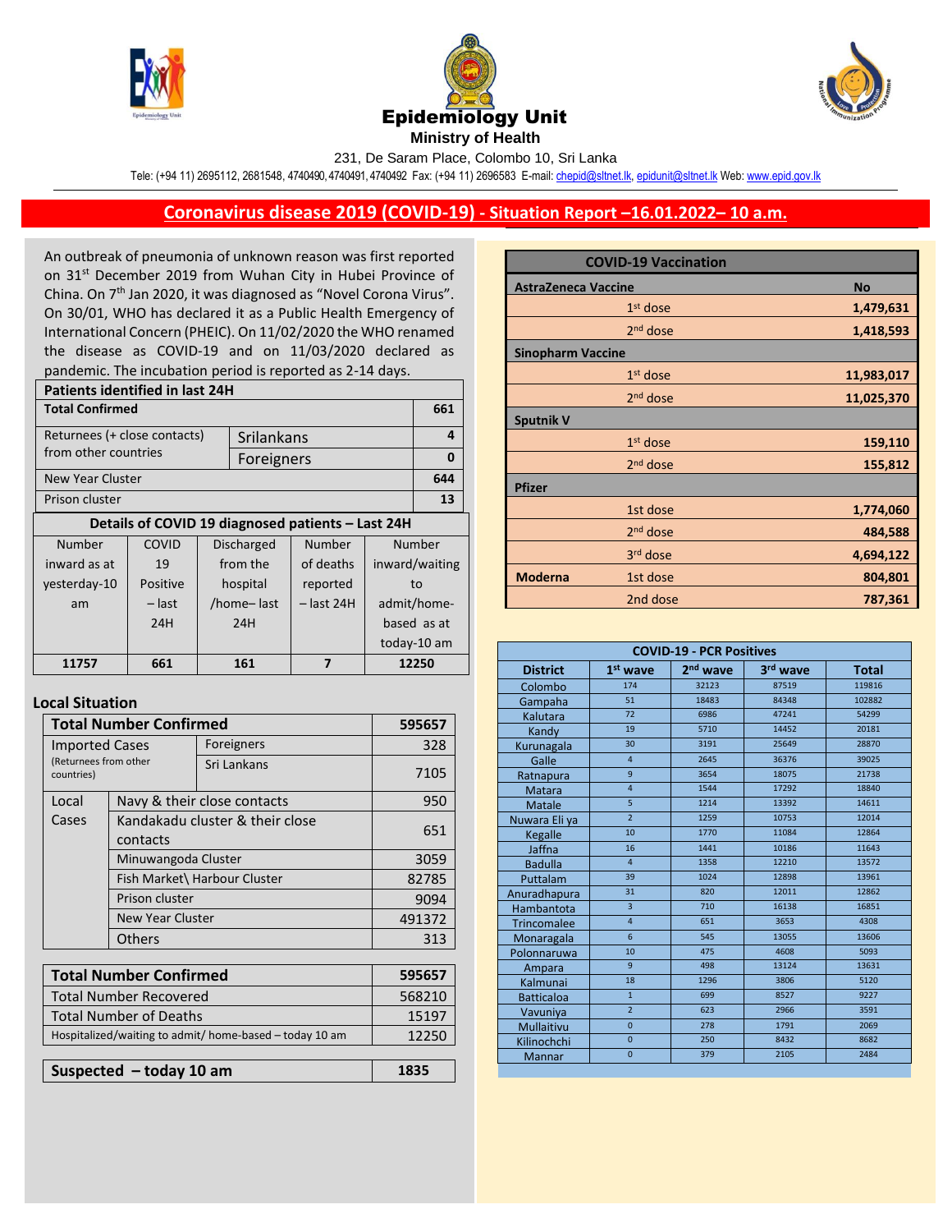# Epidemiology Unit

**Ministry of Health**

231, De Saram Place, Colombo 10, Sri Lanka

Tele: (+94 11) 2695112, 2681548, 4740490, 4740491, 4740492 Fax: (+94 11) 2696583 E-mail: chepid@sltnet.lk, epidunit@sltnet.lk Web: www.epid.gov.lk

## Coronavirus disease 2019 (COVID-19) - Situation Report –16.01.2022– 10 a.m.

An outbreak of pneumonia of unknown reason was first reported on 31st December 2019 from Wuhan City in Hubei Province of China. On 7th Jan 2020, it was diagnosed as "Novel Corona Virus". On 30/01, WHO has declared it as a Public Health Emergency of International Concern (PHEIC). On 11/02/2020 the WHO renamed the disease as COVID-19 and on 11/03/2020 declared as pandemic. The incubation period is reported as 2-14 days.

| **Patients identified in last 24H** | | |
|---|---|---|
| **Total Confirmed** | | **661** |
| Returnees (+ close contacts) from other countries | Srilankans | **4** |
| | Foreigners | **0** |
| New Year Cluster | | **644** |
| Prison cluster | | **13** |

**Details of COVID 19 diagnosed patients – Last 24H**

| Number inward as at yesterday-10 am | COVID 19 Positive – last 24H | Discharged from the hospital /home– last 24H | Number of deaths reported – last 24H | Number inward/waiting to admit/home-based as at today-10 am |
|---|---|---|---|---|
| **11757** | **661** | **161** | **7** | **12250** |

### Local Situation

| **Total Number Confirmed** | | **595657** |
|---|---|---|
| Imported Cases (Returnees from other countries) | Foreigners | 328 |
| | Sri Lankans | 7105 |
| Local Cases | Navy & their close contacts | 950 |
| | Kandakadu cluster & their close contacts | 651 |
| | Minuwangoda Cluster | 3059 |
| | Fish Market\ Harbour Cluster | 82785 |
| | Prison cluster | 9094 |
| | New Year Cluster | 491372 |
| | Others | 313 |

| **Total Number Confirmed** | **595657** |
|---|---|
| Total Number Recovered | 568210 |
| Total Number of Deaths | 15197 |
| Hospitalized/waiting to admit/ home-based – today 10 am | 12250 |

| **Suspected – today 10 am** | **1835** |
|---|---|

| **COVID-19 Vaccination** | | |
|---|---|---|
| **AstraZeneca Vaccine** | | **No** |
| | 1st dose | **1,479,631** |
| | 2nd dose | **1,418,593** |
| **Sinopharm Vaccine** | | |
| | 1st dose | **11,983,017** |
| | 2nd dose | **11,025,370** |
| **Sputnik V** | | |
| | 1st dose | **159,110** |
| | 2nd dose | **155,812** |
| **Pfizer** | | |
| | 1st dose | **1,774,060** |
| | 2nd dose | **484,588** |
| | 3rd dose | **4,694,122** |
| **Moderna** | 1st dose | **804,801** |
| | 2nd dose | **787,361** |

**COVID-19 - PCR Positives**

| District | 1st wave | 2nd wave | 3rd wave | Total |
|---|---|---|---|---|
| Colombo | 174 | 32123 | 87519 | 119816 |
| Gampaha | 51 | 18483 | 84348 | 102882 |
| Kalutara | 72 | 6986 | 47241 | 54299 |
| Kandy | 19 | 5710 | 14452 | 20181 |
| Kurunagala | 30 | 3191 | 25649 | 28870 |
| Galle | 4 | 2645 | 36376 | 39025 |
| Ratnapura | 9 | 3654 | 18075 | 21738 |
| Matara | 4 | 1544 | 17292 | 18840 |
| Matale | 5 | 1214 | 13392 | 14611 |
| Nuwara Eli ya | 2 | 1259 | 10753 | 12014 |
| Kegalle | 10 | 1770 | 11084 | 12864 |
| Jaffna | 16 | 1441 | 10186 | 11643 |
| Badulla | 4 | 1358 | 12210 | 13572 |
| Puttalam | 39 | 1024 | 12898 | 13961 |
| Anuradhapura | 31 | 820 | 12011 | 12862 |
| Hambantota | 3 | 710 | 16138 | 16851 |
| Trincomalee | 4 | 651 | 3653 | 4308 |
| Monaragala | 6 | 545 | 13055 | 13606 |
| Polonnaruwa | 10 | 475 | 4608 | 5093 |
| Ampara | 9 | 498 | 13124 | 13631 |
| Kalmunai | 18 | 1296 | 3806 | 5120 |
| Batticaloa | 1 | 699 | 8527 | 9227 |
| Vavuniya | 2 | 623 | 2966 | 3591 |
| Mullaitivu | 0 | 278 | 1791 | 2069 |
| Kilinochchi | 0 | 250 | 8432 | 8682 |
| Mannar | 0 | 379 | 2105 | 2484 |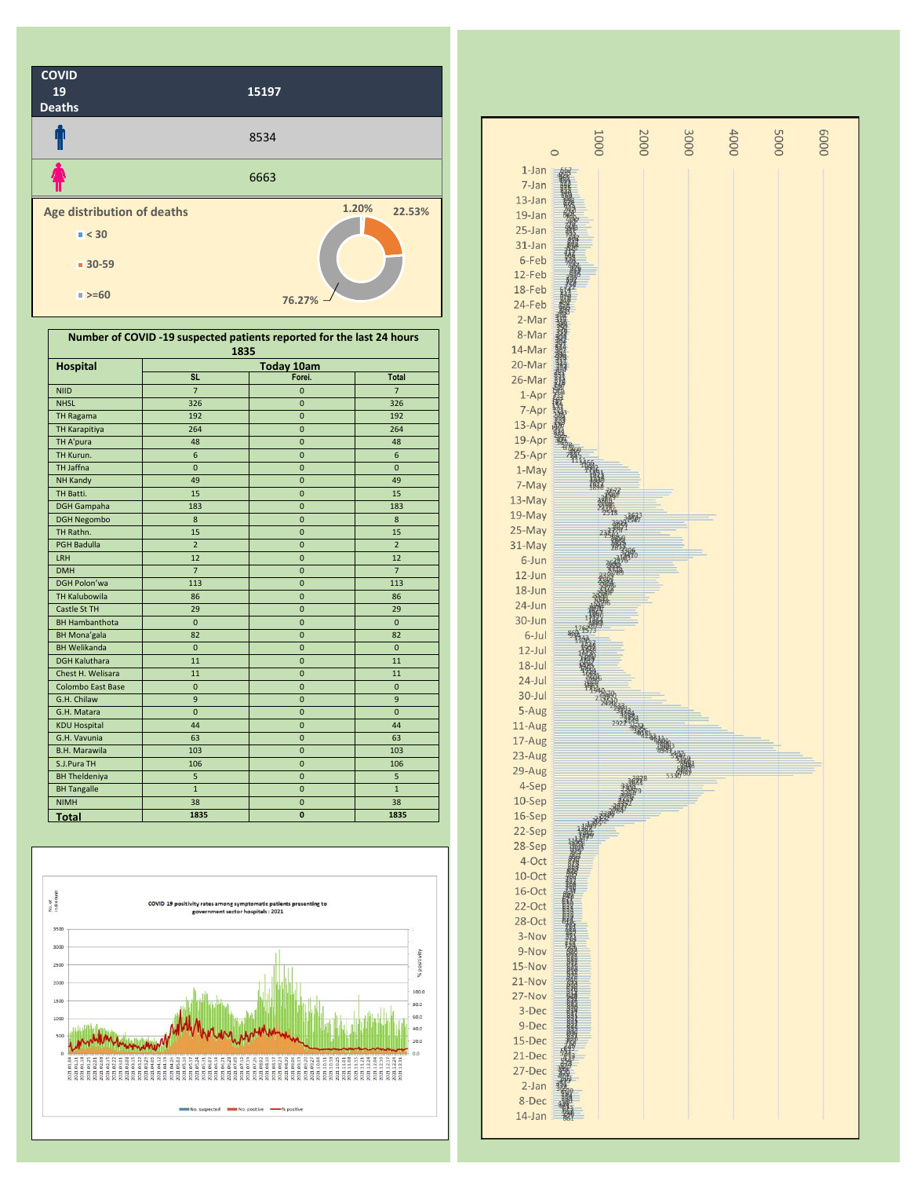| COVID 19 Deaths | 15197 |
|---|---|
| (male) | 8534 |
| (female) | 6663 |

**Age distribution of deaths**

- < 30
- 30-59
- >=60

1.20%
22.53%
76.27%

| Number of COVID -19 suspected patients reported for the last 24 hours 1835 | | | |
|---|---|---|---|
| Hospital | Today 10am | | |
| | SL | Forei. | Total |
| NIID | 7 | 0 | 7 |
| NHSL | 326 | 0 | 326 |
| TH Ragama | 192 | 0 | 192 |
| TH Karapitiya | 264 | 0 | 264 |
| TH A'pura | 48 | 0 | 48 |
| TH Kurun. | 6 | 0 | 6 |
| TH Jaffna | 0 | 0 | 0 |
| NH Kandy | 49 | 0 | 49 |
| TH Batti. | 15 | 0 | 15 |
| DGH Gampaha | 183 | 0 | 183 |
| DGH Negombo | 8 | 0 | 8 |
| TH Rathn. | 15 | 0 | 15 |
| PGH Badulla | 2 | 0 | 2 |
| LRH | 12 | 0 | 12 |
| DMH | 7 | 0 | 7 |
| DGH Polon'wa | 113 | 0 | 113 |
| TH Kalubowila | 86 | 0 | 86 |
| Castle St TH | 29 | 0 | 29 |
| BH Hambanthota | 0 | 0 | 0 |
| BH Mona'gala | 82 | 0 | 82 |
| BH Welikanda | 0 | 0 | 0 |
| DGH Kaluthara | 11 | 0 | 11 |
| Chest H. Welisara | 11 | 0 | 11 |
| Colombo East Base | 0 | 0 | 0 |
| G.H. Chilaw | 9 | 0 | 9 |
| G.H. Matara | 0 | 0 | 0 |
| KDU Hospital | 44 | 0 | 44 |
| G.H. Vavunia | 63 | 0 | 63 |
| B.H. Marawila | 103 | 0 | 103 |
| S.J.Pura TH | 106 | 0 | 106 |
| BH Theldeniya | 5 | 0 | 5 |
| BH Tangalle | 1 | 0 | 1 |
| NIMH | 38 | 0 | 38 |
| **Total** | 1835 | 0 | 1835 |

COVID 19 positivity rates among symptomatic patients presenting to government sector hospitals : 2021

No. of individuals
% positivity
No. suspected
No. positive
% positive

0
1000
2000
3000
4000
5000
6000

1-Jan
7-Jan
13-Jan
19-Jan
25-Jan
31-Jan
6-Feb
12-Feb
18-Feb
24-Feb
2-Mar
8-Mar
14-Mar
20-Mar
26-Mar
1-Apr
7-Apr
13-Apr
19-Apr
25-Apr
1-May
7-May
13-May
19-May
25-May
31-May
6-Jun
12-Jun
18-Jun
24-Jun
30-Jun
6-Jul
12-Jul
18-Jul
24-Jul
30-Jul
5-Aug
11-Aug
17-Aug
23-Aug
29-Aug
4-Sep
10-Sep
16-Sep
22-Sep
28-Sep
4-Oct
10-Oct
16-Oct
22-Oct
28-Oct
3-Nov
9-Nov
15-Nov
21-Nov
27-Nov
3-Dec
9-Dec
15-Dec
21-Dec
27-Dec
2-Jan
8-Dec
14-Jan